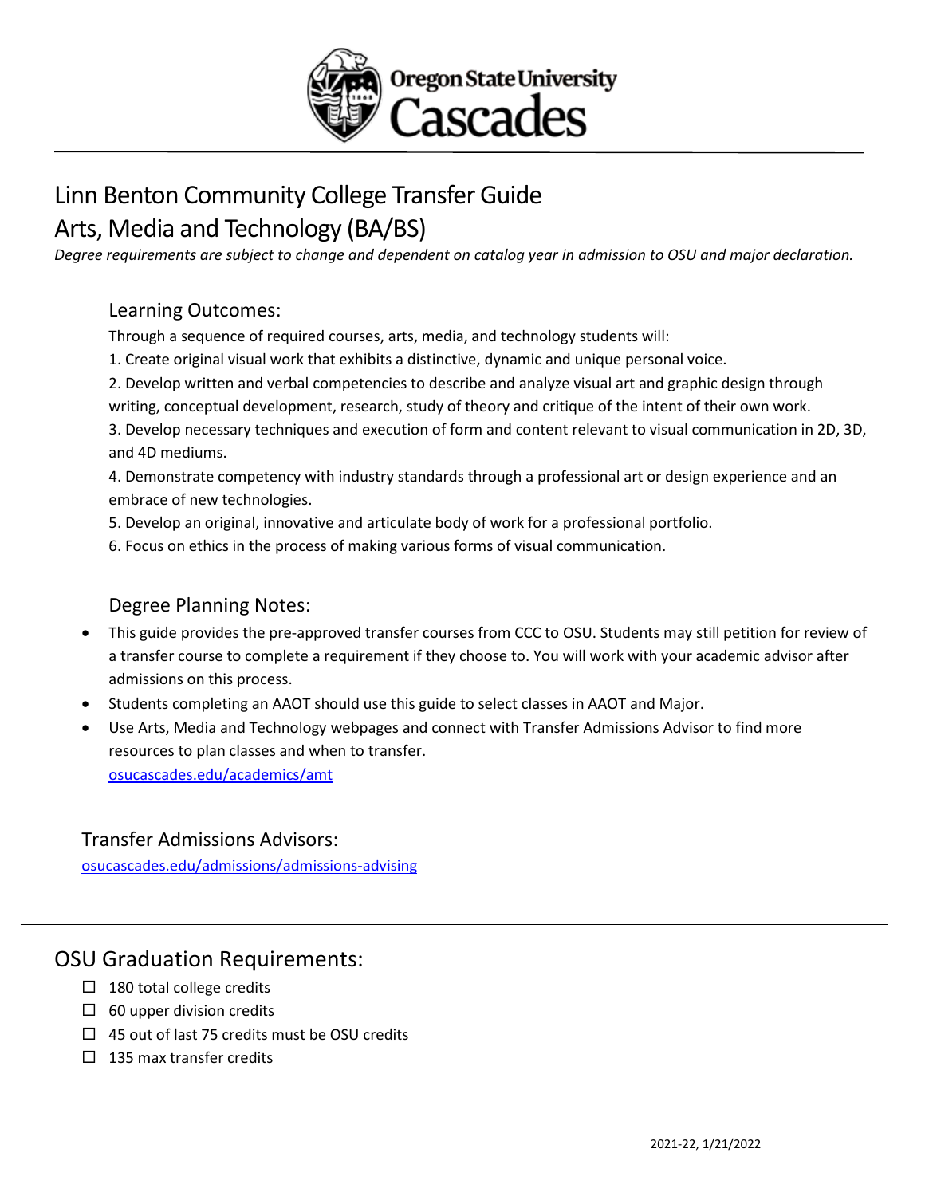# Linn Benton Community College Transfer Guide

# Arts, Media and Technology (BA/BS)

*Degree requirements are subject to change and dependent on catalog year in admission to OSU and major declaration.*

## Learning Outcomes:

Through a sequence of required courses, arts, media, and technology students will:

1. Create original visual work that exhibits a distinctive, dynamic and unique personal voice.
2. Develop written and verbal competencies to describe and analyze visual art and graphic design through writing, conceptual development, research, study of theory and critique of the intent of their own work.
3. Develop necessary techniques and execution of form and content relevant to visual communication in 2D, 3D, and 4D mediums.
4. Demonstrate competency with industry standards through a professional art or design experience and an embrace of new technologies.
5. Develop an original, innovative and articulate body of work for a professional portfolio.
6. Focus on ethics in the process of making various forms of visual communication.

## Degree Planning Notes:

- This guide provides the pre-approved transfer courses from CCC to OSU. Students may still petition for review of a transfer course to complete a requirement if they choose to. You will work with your academic advisor after admissions on this process.
- Students completing an AAOT should use this guide to select classes in AAOT and Major.
- Use Arts, Media and Technology webpages and connect with Transfer Admissions Advisor to find more resources to plan classes and when to transfer.
  [osucascades.edu/academics/amt](osucascades.edu/academics/amt)

## Transfer Admissions Advisors:

[osucascades.edu/admissions/admissions-advising](osucascades.edu/admissions/admissions-advising)

## OSU Graduation Requirements:

- ☐ 180 total college credits
- ☐ 60 upper division credits
- ☐ 45 out of last 75 credits must be OSU credits
- ☐ 135 max transfer credits

2021-22, 1/21/2022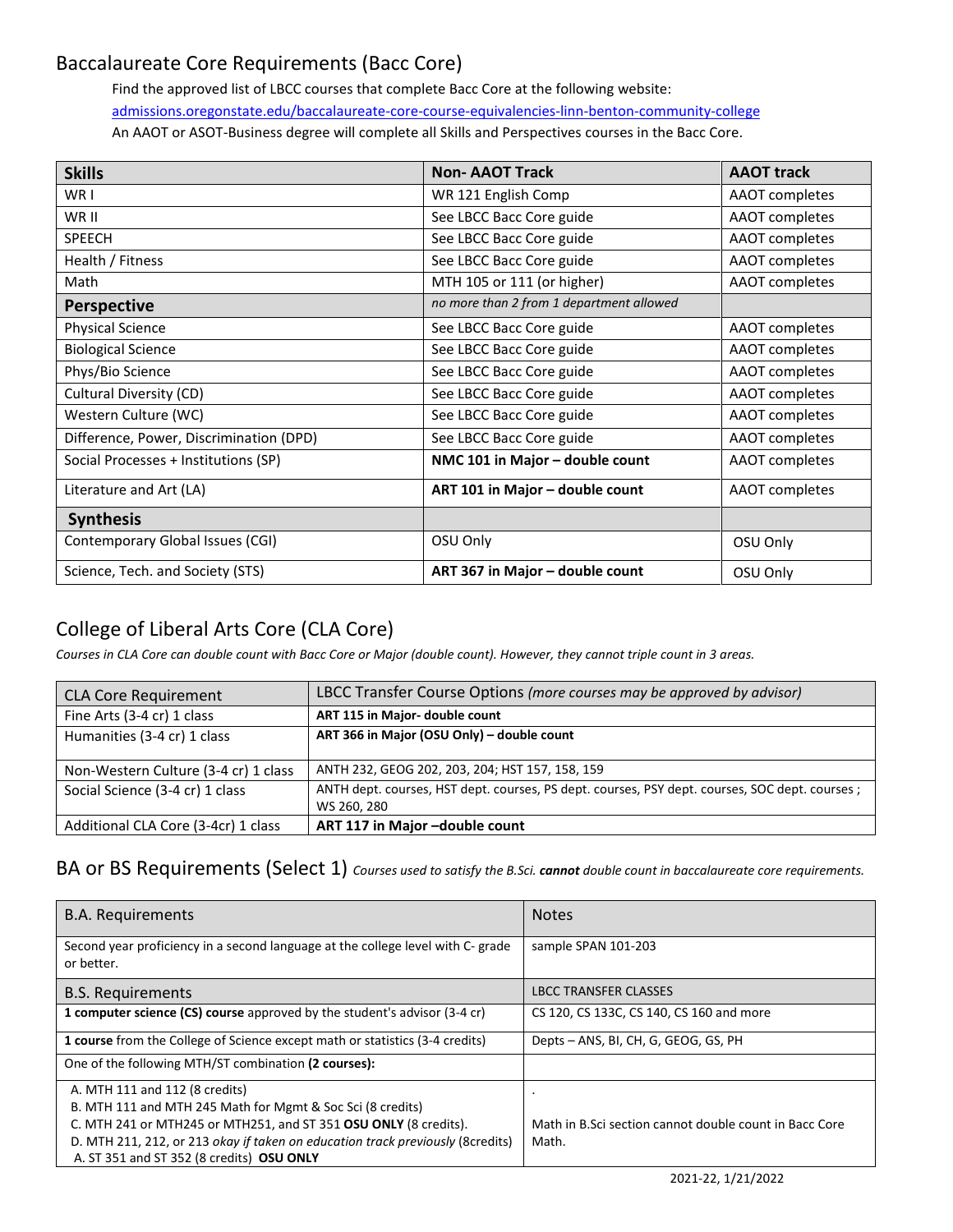## Baccalaureate Core Requirements (Bacc Core)

Find the approved list of LBCC courses that complete Bacc Core at the following website:
admissions.oregonstate.edu/baccalaureate-core-course-equivalencies-linn-benton-community-college
An AAOT or ASOT-Business degree will complete all Skills and Perspectives courses in the Bacc Core.

| **Skills** | **Non- AAOT Track** | **AAOT track** |
|---|---|---|
| WR I | WR 121 English Comp | AAOT completes |
| WR II | See LBCC Bacc Core guide | AAOT completes |
| SPEECH | See LBCC Bacc Core guide | AAOT completes |
| Health / Fitness | See LBCC Bacc Core guide | AAOT completes |
| Math | MTH 105 or 111 (or higher) | AAOT completes |
| **Perspective** | *no more than 2 from 1 department allowed* | |
| Physical Science | See LBCC Bacc Core guide | AAOT completes |
| Biological Science | See LBCC Bacc Core guide | AAOT completes |
| Phys/Bio Science | See LBCC Bacc Core guide | AAOT completes |
| Cultural Diversity (CD) | See LBCC Bacc Core guide | AAOT completes |
| Western Culture (WC) | See LBCC Bacc Core guide | AAOT completes |
| Difference, Power, Discrimination (DPD) | See LBCC Bacc Core guide | AAOT completes |
| Social Processes + Institutions (SP) | **NMC 101 in Major – double count** | AAOT completes |
| Literature and Art (LA) | **ART 101 in Major – double count** | AAOT completes |
| **Synthesis** | | |
| Contemporary Global Issues (CGI) | OSU Only | OSU Only |
| Science, Tech. and Society (STS) | **ART 367 in Major – double count** | OSU Only |

## College of Liberal Arts Core (CLA Core)

*Courses in CLA Core can double count with Bacc Core or Major (double count). However, they cannot triple count in 3 areas.*

| CLA Core Requirement | LBCC Transfer Course Options *(more courses may be approved by advisor)* |
|---|---|
| Fine Arts (3-4 cr) 1 class | **ART 115 in Major- double count** |
| Humanities (3-4 cr) 1 class | **ART 366 in Major (OSU Only) – double count** |
| Non-Western Culture (3-4 cr) 1 class | ANTH 232, GEOG 202, 203, 204; HST 157, 158, 159 |
| Social Science (3-4 cr) 1 class | ANTH dept. courses, HST dept. courses, PS dept. courses, PSY dept. courses, SOC dept. courses ; WS 260, 280 |
| Additional CLA Core (3-4cr) 1 class | **ART 117 in Major –double count** |

## BA or BS Requirements (Select 1)

*Courses used to satisfy the B.Sci.* ***cannot*** *double count in baccalaureate core requirements.*

| B.A. Requirements | Notes |
|---|---|
| Second year proficiency in a second language at the college level with C- grade or better. | sample SPAN 101-203 |
| **B.S. Requirements** | **LBCC TRANSFER CLASSES** |
| **1 computer science (CS) course** approved by the student's advisor (3-4 cr) | CS 120, CS 133C, CS 140, CS 160 and more |
| **1 course** from the College of Science except math or statistics (3-4 credits) | Depts – ANS, BI, CH, G, GEOG, GS, PH |
| One of the following MTH/ST combination **(2 courses):** | |
| A. MTH 111 and 112 (8 credits)<br>B. MTH 111 and MTH 245 Math for Mgmt & Soc Sci (8 credits)<br>C. MTH 241 or MTH245 or MTH251, and ST 351 **OSU ONLY** (8 credits).<br>D. MTH 211, 212, or 213 *okay if taken on education track previously* (8credits)<br>A. ST 351 and ST 352 (8 credits) **OSU ONLY** | .<br>Math in B.Sci section cannot double count in Bacc Core Math. |

2021-22, 1/21/2022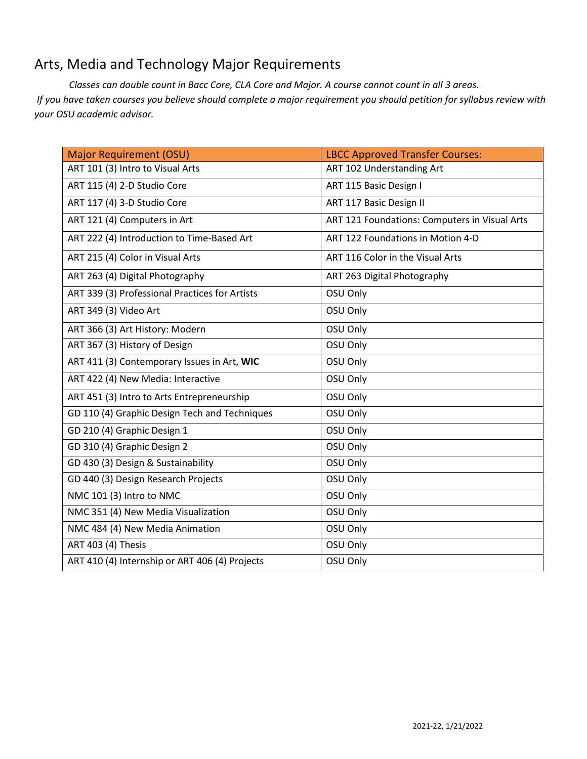# Arts, Media and Technology Major Requirements

*Classes can double count in Bacc Core, CLA Core and Major. A course cannot count in all 3 areas.*
*If you have taken courses you believe should complete a major requirement you should petition for syllabus review with your OSU academic advisor.*

| Major Requirement (OSU) | LBCC Approved Transfer Courses: |
|---|---|
| ART 101 (3) Intro to Visual Arts | ART 102 Understanding Art |
| ART 115 (4) 2-D Studio Core | ART 115 Basic Design I |
| ART 117 (4) 3-D Studio Core | ART 117 Basic Design II |
| ART 121 (4) Computers in Art | ART 121 Foundations: Computers in Visual Arts |
| ART 222 (4) Introduction to Time-Based Art | ART 122 Foundations in Motion 4-D |
| ART 215 (4) Color in Visual Arts | ART 116 Color in the Visual Arts |
| ART 263 (4) Digital Photography | ART 263 Digital Photography |
| ART 339 (3) Professional Practices for Artists | OSU Only |
| ART 349 (3) Video Art | OSU Only |
| ART 366 (3) Art History: Modern | OSU Only |
| ART 367 (3) History of Design | OSU Only |
| ART 411 (3) Contemporary Issues in Art, **WIC** | OSU Only |
| ART 422 (4) New Media: Interactive | OSU Only |
| ART 451 (3) Intro to Arts Entrepreneurship | OSU Only |
| GD 110 (4) Graphic Design Tech and Techniques | OSU Only |
| GD 210 (4) Graphic Design 1 | OSU Only |
| GD 310 (4) Graphic Design 2 | OSU Only |
| GD 430 (3) Design & Sustainability | OSU Only |
| GD 440 (3) Design Research Projects | OSU Only |
| NMC 101 (3) Intro to NMC | OSU Only |
| NMC 351 (4) New Media Visualization | OSU Only |
| NMC 484 (4) New Media Animation | OSU Only |
| ART 403 (4) Thesis | OSU Only |
| ART 410 (4) Internship or ART 406 (4) Projects | OSU Only |

2021-22, 1/21/2022